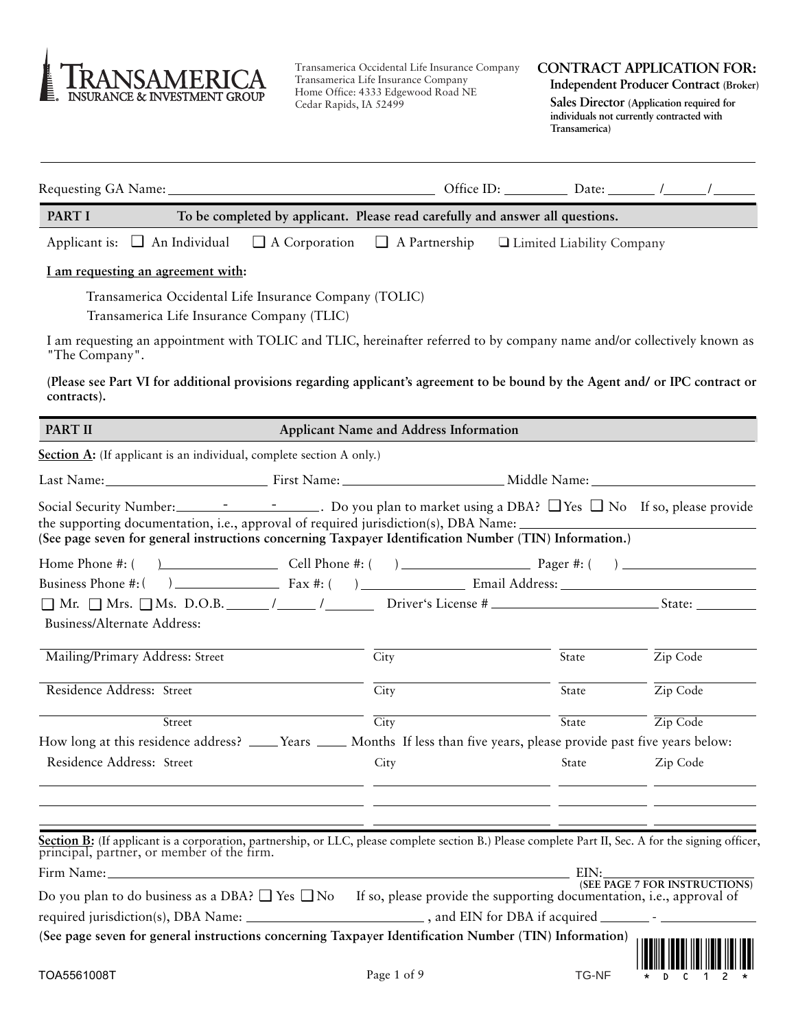TRANSAMERICA INSURANCE & INVESTMENT GROUP

Transamerica Occidental Life Insurance Company
Transamerica Life Insurance Company
Home Office: 4333 Edgewood Road NE
Cedar Rapids, IA 52499

**CONTRACT APPLICATION FOR:**
**Independent Producer Contract (Broker)**
**Sales Director (Application required for individuals not currently contracted with Transamerica)**

---

Requesting GA Name: ______________________ Office ID: ________ Date: _____ /_____ /_____

## PART I — To be completed by applicant. Please read carefully and answer all questions.

Applicant is: ❑ An Individual ❑ A Corporation ❑ A Partnership ❑ Limited Liability Company

**I am requesting an agreement with:**

Transamerica Occidental Life Insurance Company (TOLIC)
Transamerica Life Insurance Company (TLIC)

I am requesting an appointment with TOLIC and TLIC, hereinafter referred to by company name and/or collectively known as "The Company".

**(Please see Part VI for additional provisions regarding applicant's agreement to be bound by the Agent and/ or IPC contract or contracts).**

## PART II — Applicant Name and Address Information

**Section A:** (If applicant is an individual, complete section A only.)

Last Name: ______________ First Name: ______________ Middle Name: ______________

Social Security Number: _____ - _____ - _____. Do you plan to market using a DBA? ❑ Yes ❑ No If so, please provide the supporting documentation, i.e., approval of required jurisdiction(s), DBA Name: ______________
**(See page seven for general instructions concerning Taxpayer Identification Number (TIN) Information.)**

Home Phone #: ( ) ______________ Cell Phone #: ( ) ______________ Pager #: ( ) ______________
Business Phone #: ( ) ______________ Fax #: ( ) ______________ Email Address: ______________
❑ Mr. ❑ Mrs. ❑ Ms. D.O.B. _____ /_____ /_____ Driver's License # ______________ State: ________
Business/Alternate Address:

| Street | City | State | Zip Code |
|---|---|---|---|
| Mailing/Primary Address: Street | City | State | Zip Code |
| Residence Address: Street | City | State | Zip Code |

How long at this residence address? ____ Years ____ Months If less than five years, please provide past five years below:

| Residence Address: Street | City | State | Zip Code |
|---|---|---|---|
| | | | |
| | | | |
| | | | |

**Section B:** (If applicant is a corporation, partnership, or LLC, please complete section B.) Please complete Part II, Sec. A for the signing officer, principal, partner, or member of the firm.

Firm Name: ______________________________ EIN: ______________
**(SEE PAGE 7 FOR INSTRUCTIONS)**

Do you plan to do business as a DBA? ❑ Yes ❑ No If so, please provide the supporting documentation, i.e., approval of required jurisdiction(s), DBA Name: ______________ , and EIN for DBA if acquired _____ - ________

**(See page seven for general instructions concerning Taxpayer Identification Number (TIN) Information)**

TOA5561008T TG-NF *DC12*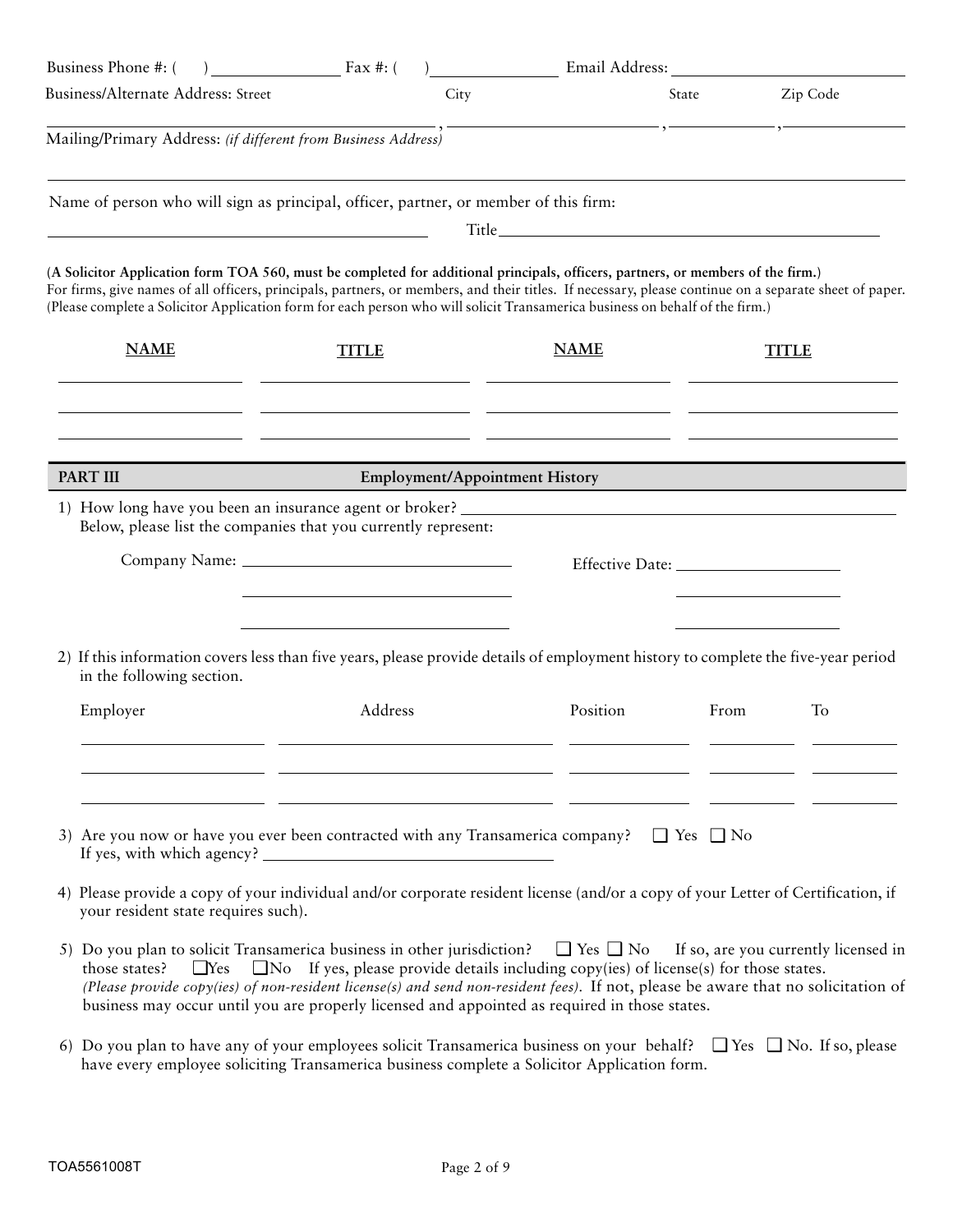Business Phone #: ( ) ________________ Fax #: ( ) ________________ Email Address: ________________________

Business/Alternate Address: Street ________________________, City ________________________, State ____________, Zip Code ____________

Mailing/Primary Address: *(if different from Business Address)*

______________________________________________________________________________

Name of person who will sign as principal, officer, partner, or member of this firm:

______________________________________________ Title______________________________________________

**(A Solicitor Application form TOA 560, must be completed for additional principals, officers, partners, or members of the firm.)**
For firms, give names of all officers, principals, partners, or members, and their titles. If necessary, please continue on a separate sheet of paper. (Please complete a Solicitor Application form for each person who will solicit Transamerica business on behalf of the firm.)

| **NAME** | **TITLE** | **NAME** | **TITLE** |
|---|---|---|---|
| | | | |
| | | | |
| | | | |

## PART III Employment/Appointment History

1) How long have you been an insurance agent or broker? ______________________________
Below, please list the companies that you currently represent:

| Company Name: | Effective Date: |
|---|---|
| | |
| | |
| | |

2) If this information covers less than five years, please provide details of employment history to complete the five-year period in the following section.

| Employer | Address | Position | From | To |
|---|---|---|---|---|
| | | | | |
| | | | | |
| | | | | |

3) Are you now or have you ever been contracted with any Transamerica company? ❑ Yes ❑ No
If yes, with which agency? ______________________________

4) Please provide a copy of your individual and/or corporate resident license (and/or a copy of your Letter of Certification, if your resident state requires such).

5) Do you plan to solicit Transamerica business in other jurisdiction? ❑ Yes ❑ No If so, are you currently licensed in those states? ❑Yes ❑No If yes, please provide details including copy(ies) of license(s) for those states. *(Please provide copy(ies) of non-resident license(s) and send non-resident fees).* If not, please be aware that no solicitation of business may occur until you are properly licensed and appointed as required in those states.

6) Do you plan to have any of your employees solicit Transamerica business on your behalf? ❑ Yes ❑ No. If so, please have every employee soliciting Transamerica business complete a Solicitor Application form.

TOA5561008T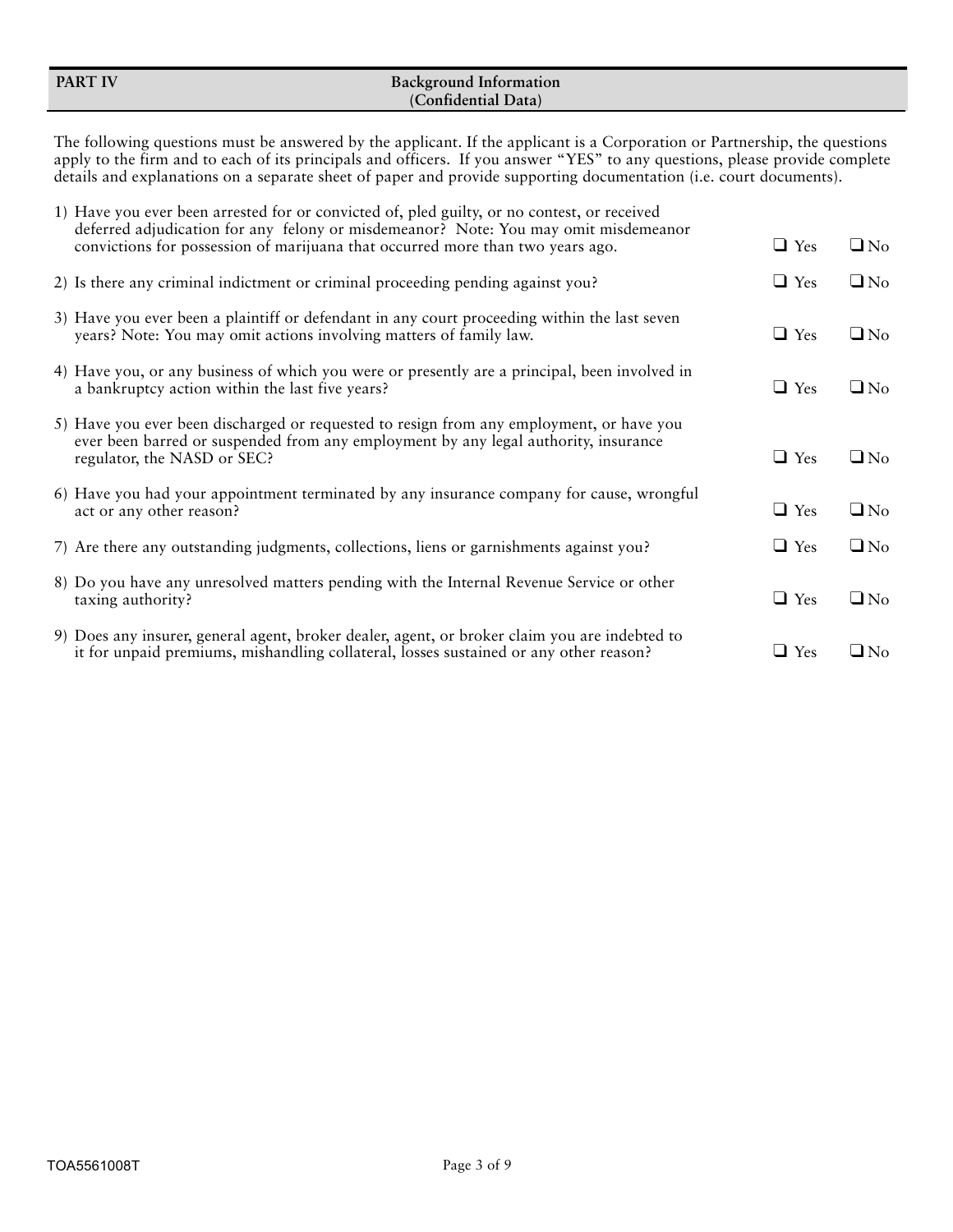| PART IV | Background Information (Confidential Data) |
|---|---|

The following questions must be answered by the applicant. If the applicant is a Corporation or Partnership, the questions apply to the firm and to each of its principals and officers. If you answer "YES" to any questions, please provide complete details and explanations on a separate sheet of paper and provide supporting documentation (i.e. court documents).

| Question | Yes | No |
|---|---|---|
| 1) Have you ever been arrested for or convicted of, pled guilty, or no contest, or received deferred adjudication for any felony or misdemeanor? Note: You may omit misdemeanor convictions for possession of marijuana that occurred more than two years ago. | ❑ Yes | ❑ No |
| 2) Is there any criminal indictment or criminal proceeding pending against you? | ❑ Yes | ❑ No |
| 3) Have you ever been a plaintiff or defendant in any court proceeding within the last seven years? Note: You may omit actions involving matters of family law. | ❑ Yes | ❑ No |
| 4) Have you, or any business of which you were or presently are a principal, been involved in a bankruptcy action within the last five years? | ❑ Yes | ❑ No |
| 5) Have you ever been discharged or requested to resign from any employment, or have you ever been barred or suspended from any employment by any legal authority, insurance regulator, the NASD or SEC? | ❑ Yes | ❑ No |
| 6) Have you had your appointment terminated by any insurance company for cause, wrongful act or any other reason? | ❑ Yes | ❑ No |
| 7) Are there any outstanding judgments, collections, liens or garnishments against you? | ❑ Yes | ❑ No |
| 8) Do you have any unresolved matters pending with the Internal Revenue Service or other taxing authority? | ❑ Yes | ❑ No |
| 9) Does any insurer, general agent, broker dealer, agent, or broker claim you are indebted to it for unpaid premiums, mishandling collateral, losses sustained or any other reason? | ❑ Yes | ❑ No |

TOA5561008T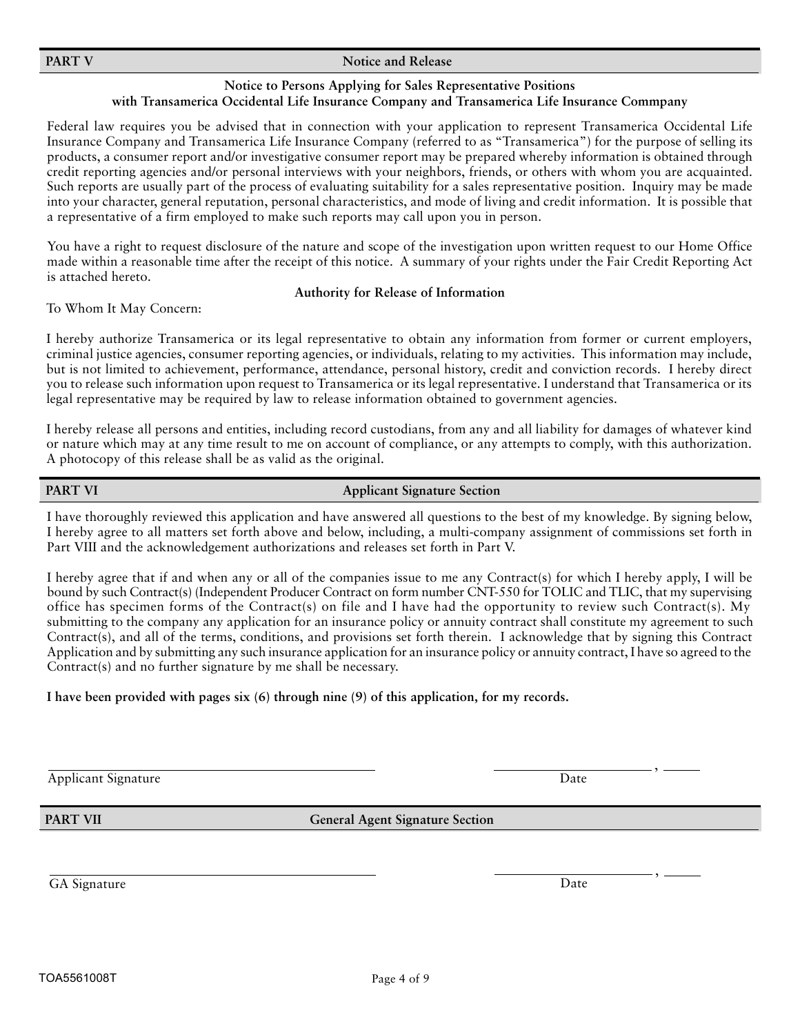## PART V — Notice and Release

### Notice to Persons Applying for Sales Representative Positions with Transamerica Occidental Life Insurance Company and Transamerica Life Insurance Commpany

Federal law requires you be advised that in connection with your application to represent Transamerica Occidental Life Insurance Company and Transamerica Life Insurance Company (referred to as "Transamerica") for the purpose of selling its products, a consumer report and/or investigative consumer report may be prepared whereby information is obtained through credit reporting agencies and/or personal interviews with your neighbors, friends, or others with whom you are acquainted. Such reports are usually part of the process of evaluating suitability for a sales representative position. Inquiry may be made into your character, general reputation, personal characteristics, and mode of living and credit information. It is possible that a representative of a firm employed to make such reports may call upon you in person.

You have a right to request disclosure of the nature and scope of the investigation upon written request to our Home Office made within a reasonable time after the receipt of this notice. A summary of your rights under the Fair Credit Reporting Act is attached hereto.

### Authority for Release of Information

To Whom It May Concern:

I hereby authorize Transamerica or its legal representative to obtain any information from former or current employers, criminal justice agencies, consumer reporting agencies, or individuals, relating to my activities. This information may include, but is not limited to achievement, performance, attendance, personal history, credit and conviction records. I hereby direct you to release such information upon request to Transamerica or its legal representative. I understand that Transamerica or its legal representative may be required by law to release information obtained to government agencies.

I hereby release all persons and entities, including record custodians, from any and all liability for damages of whatever kind or nature which may at any time result to me on account of compliance, or any attempts to comply, with this authorization. A photocopy of this release shall be as valid as the original.

## PART VI — Applicant Signature Section

I have thoroughly reviewed this application and have answered all questions to the best of my knowledge. By signing below, I hereby agree to all matters set forth above and below, including, a multi-company assignment of commissions set forth in Part VIII and the acknowledgement authorizations and releases set forth in Part V.

I hereby agree that if and when any or all of the companies issue to me any Contract(s) for which I hereby apply, I will be bound by such Contract(s) (Independent Producer Contract on form number CNT-550 for TOLIC and TLIC, that my supervising office has specimen forms of the Contract(s) on file and I have had the opportunity to review such Contract(s). My submitting to the company any application for an insurance policy or annuity contract shall constitute my agreement to such Contract(s), and all of the terms, conditions, and provisions set forth therein. I acknowledge that by signing this Contract Application and by submitting any such insurance application for an insurance policy or annuity contract, I have so agreed to the Contract(s) and no further signature by me shall be necessary.

**I have been provided with pages six (6) through nine (9) of this application, for my records.**

\_\_\_\_\_\_\_\_\_\_\_\_\_\_\_\_\_\_\_\_\_\_\_\_\_\_\_\_\_\_\_\_\_\_\_\_\_\_\_\_
Applicant Signature

\_\_\_\_\_\_\_\_\_\_\_\_\_\_\_\_\_\_\_\_, \_\_\_\_\_\_
Date

## PART VII — General Agent Signature Section

\_\_\_\_\_\_\_\_\_\_\_\_\_\_\_\_\_\_\_\_\_\_\_\_\_\_\_\_\_\_\_\_\_\_\_\_\_\_\_\_
GA Signature

\_\_\_\_\_\_\_\_\_\_\_\_\_\_\_\_\_\_\_\_, \_\_\_\_\_\_
Date

TOA5561008T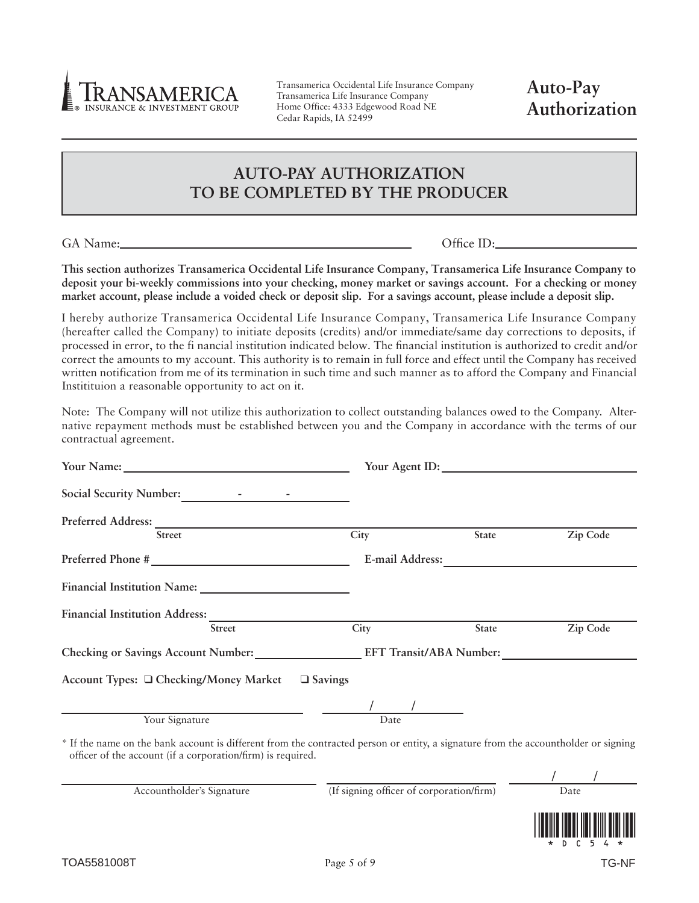Transamerica Occidental Life Insurance Company
Transamerica Life Insurance Company
Home Office: 4333 Edgewood Road NE
Cedar Rapids, IA 52499

# Auto-Pay Authorization

## AUTO-PAY AUTHORIZATION TO BE COMPLETED BY THE PRODUCER

GA Name:\_\_\_\_\_\_\_\_\_\_\_\_\_\_\_\_\_\_\_\_\_\_\_\_\_\_\_\_\_\_\_\_\_\_\_\_\_\_\_\_ Office ID:\_\_\_\_\_\_\_\_\_\_\_\_\_\_\_\_\_\_\_\_

**This section authorizes Transamerica Occidental Life Insurance Company, Transamerica Life Insurance Company to deposit your bi-weekly commissions into your checking, money market or savings account. For a checking or money market account, please include a voided check or deposit slip. For a savings account, please include a deposit slip.**

I hereby authorize Transamerica Occidental Life Insurance Company, Transamerica Life Insurance Company (hereafter called the Company) to initiate deposits (credits) and/or immediate/same day corrections to deposits, if processed in error, to the fi nancial institution indicated below. The financial institution is authorized to credit and/or correct the amounts to my account. This authority is to remain in full force and effect until the Company has received written notification from me of its termination in such time and such manner as to afford the Company and Financial Instititui­on a reasonable opportunity to act on it.

Note: The Company will not utilize this authorization to collect outstanding balances owed to the Company. Alternative repayment methods must be established between you and the Company in accordance with the terms of our contractual agreement.

**Your Name:** \_\_\_\_\_\_\_\_\_\_\_\_\_\_\_\_\_\_\_\_\_\_\_\_\_\_\_\_\_\_ **Your Agent ID:** \_\_\_\_\_\_\_\_\_\_\_\_\_\_\_\_\_\_\_\_\_\_\_\_\_\_\_\_

**Social Security Number:** \_\_\_\_\_\_ - \_\_\_\_\_\_ - \_\_\_\_\_\_

**Preferred Address:** \_\_\_\_\_\_\_\_\_\_\_\_\_\_\_\_\_\_\_\_\_\_\_\_\_\_\_\_\_\_\_\_\_\_\_\_\_\_\_\_\_\_\_\_\_\_\_\_\_\_\_\_\_\_\_\_\_\_\_\_\_\_\_\_
Street | City | State | Zip Code

**Preferred Phone #** \_\_\_\_\_\_\_\_\_\_\_\_\_\_\_\_\_\_\_\_\_\_\_\_\_\_\_\_ **E-mail Address:** \_\_\_\_\_\_\_\_\_\_\_\_\_\_\_\_\_\_\_\_\_\_\_\_\_\_\_\_

**Financial Institution Name:** \_\_\_\_\_\_\_\_\_\_\_\_\_\_\_\_\_\_\_\_\_\_\_\_

**Financial Institution Address:** \_\_\_\_\_\_\_\_\_\_\_\_\_\_\_\_\_\_\_\_\_\_\_\_\_\_\_\_\_\_\_\_\_\_\_\_\_\_\_\_\_\_\_\_\_\_\_\_\_\_\_\_\_\_\_\_
Street | City | State | Zip Code

**Checking or Savings Account Number:** \_\_\_\_\_\_\_\_\_\_\_\_\_\_\_\_\_\_ **EFT Transit/ABA Number:** \_\_\_\_\_\_\_\_\_\_\_\_\_\_\_\_\_\_\_\_\_\_

**Account Types:** ❑ **Checking/Money Market** ❑ **Savings**

\_\_\_\_\_\_\_\_\_\_\_\_\_\_\_\_\_\_\_\_\_\_\_\_\_\_\_\_\_\_\_\_\_\_ \_\_\_\_\_\_/\_\_\_\_\_\_/\_\_\_\_\_\_
Your Signature | Date

\* If the name on the bank account is different from the contracted person or entity, a signature from the accountholder or signing officer of the account (if a corporation/firm) is required.

\_\_\_\_\_\_\_\_\_\_\_\_\_\_\_\_\_\_\_\_\_\_\_\_\_\_\_\_\_\_\_\_\_\_ \_\_\_\_\_\_\_\_\_\_\_\_\_\_\_\_\_\_\_\_\_\_\_\_\_\_\_\_ \_\_\_\_\_\_/\_\_\_\_\_\_/\_\_\_\_\_\_
Accountholder's Signature | (If signing officer of corporation/firm) | Date

\* D C 5 4 \*

TOA5581008T TG-NF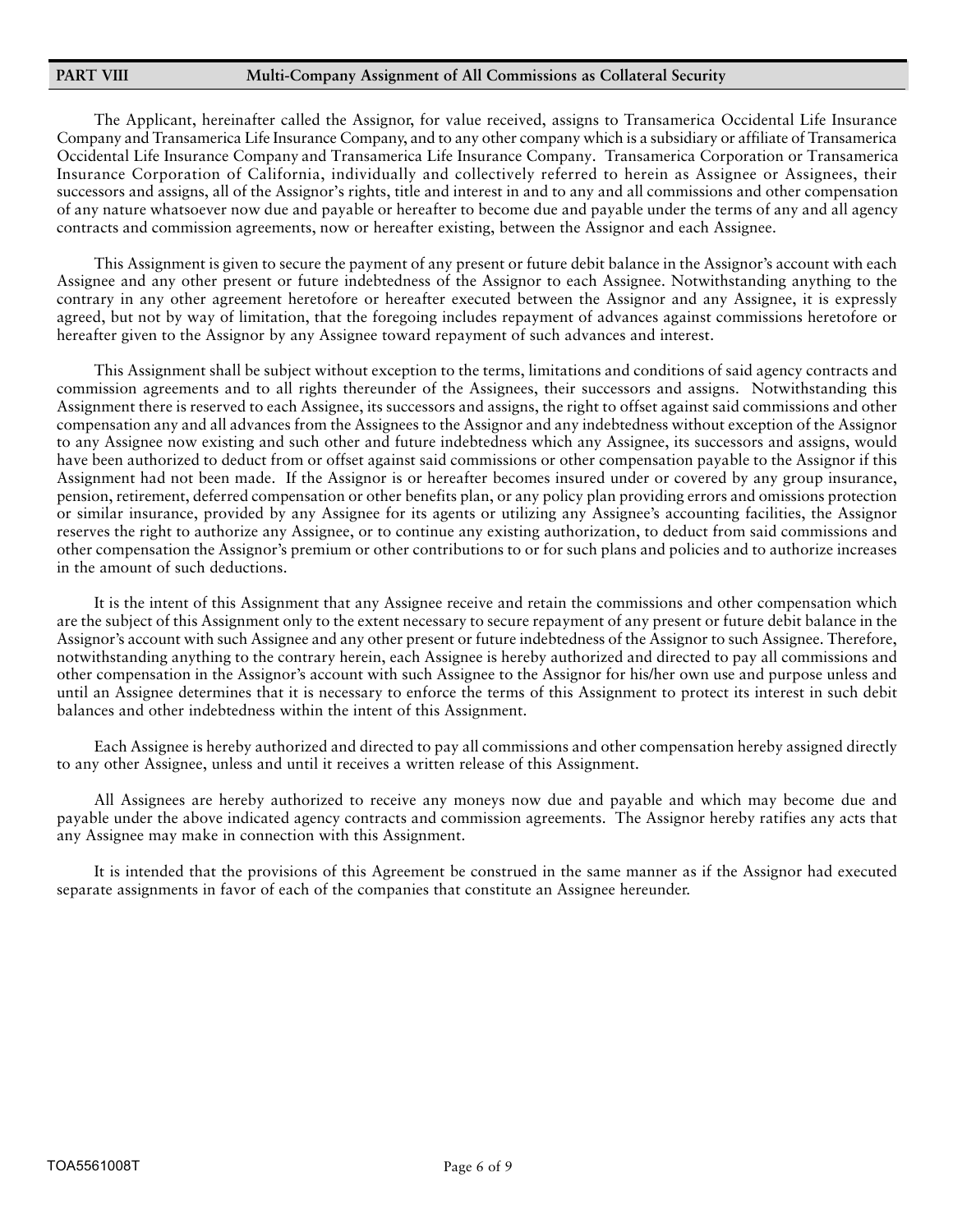## PART VIII Multi-Company Assignment of All Commissions as Collateral Security

The Applicant, hereinafter called the Assignor, for value received, assigns to Transamerica Occidental Life Insurance Company and Transamerica Life Insurance Company, and to any other company which is a subsidiary or affiliate of Transamerica Occidental Life Insurance Company and Transamerica Life Insurance Company. Transamerica Corporation or Transamerica Insurance Corporation of California, individually and collectively referred to herein as Assignee or Assignees, their successors and assigns, all of the Assignor's rights, title and interest in and to any and all commissions and other compensation of any nature whatsoever now due and payable or hereafter to become due and payable under the terms of any and all agency contracts and commission agreements, now or hereafter existing, between the Assignor and each Assignee.

This Assignment is given to secure the payment of any present or future debit balance in the Assignor's account with each Assignee and any other present or future indebtedness of the Assignor to each Assignee. Notwithstanding anything to the contrary in any other agreement heretofore or hereafter executed between the Assignor and any Assignee, it is expressly agreed, but not by way of limitation, that the foregoing includes repayment of advances against commissions heretofore or hereafter given to the Assignor by any Assignee toward repayment of such advances and interest.

This Assignment shall be subject without exception to the terms, limitations and conditions of said agency contracts and commission agreements and to all rights thereunder of the Assignees, their successors and assigns. Notwithstanding this Assignment there is reserved to each Assignee, its successors and assigns, the right to offset against said commissions and other compensation any and all advances from the Assignees to the Assignor and any indebtedness without exception of the Assignor to any Assignee now existing and such other and future indebtedness which any Assignee, its successors and assigns, would have been authorized to deduct from or offset against said commissions or other compensation payable to the Assignor if this Assignment had not been made. If the Assignor is or hereafter becomes insured under or covered by any group insurance, pension, retirement, deferred compensation or other benefits plan, or any policy plan providing errors and omissions protection or similar insurance, provided by any Assignee for its agents or utilizing any Assignee's accounting facilities, the Assignor reserves the right to authorize any Assignee, or to continue any existing authorization, to deduct from said commissions and other compensation the Assignor's premium or other contributions to or for such plans and policies and to authorize increases in the amount of such deductions.

It is the intent of this Assignment that any Assignee receive and retain the commissions and other compensation which are the subject of this Assignment only to the extent necessary to secure repayment of any present or future debit balance in the Assignor's account with such Assignee and any other present or future indebtedness of the Assignor to such Assignee. Therefore, notwithstanding anything to the contrary herein, each Assignee is hereby authorized and directed to pay all commissions and other compensation in the Assignor's account with such Assignee to the Assignor for his/her own use and purpose unless and until an Assignee determines that it is necessary to enforce the terms of this Assignment to protect its interest in such debit balances and other indebtedness within the intent of this Assignment.

Each Assignee is hereby authorized and directed to pay all commissions and other compensation hereby assigned directly to any other Assignee, unless and until it receives a written release of this Assignment.

All Assignees are hereby authorized to receive any moneys now due and payable and which may become due and payable under the above indicated agency contracts and commission agreements. The Assignor hereby ratifies any acts that any Assignee may make in connection with this Assignment.

It is intended that the provisions of this Agreement be construed in the same manner as if the Assignor had executed separate assignments in favor of each of the companies that constitute an Assignee hereunder.

TOA5561008T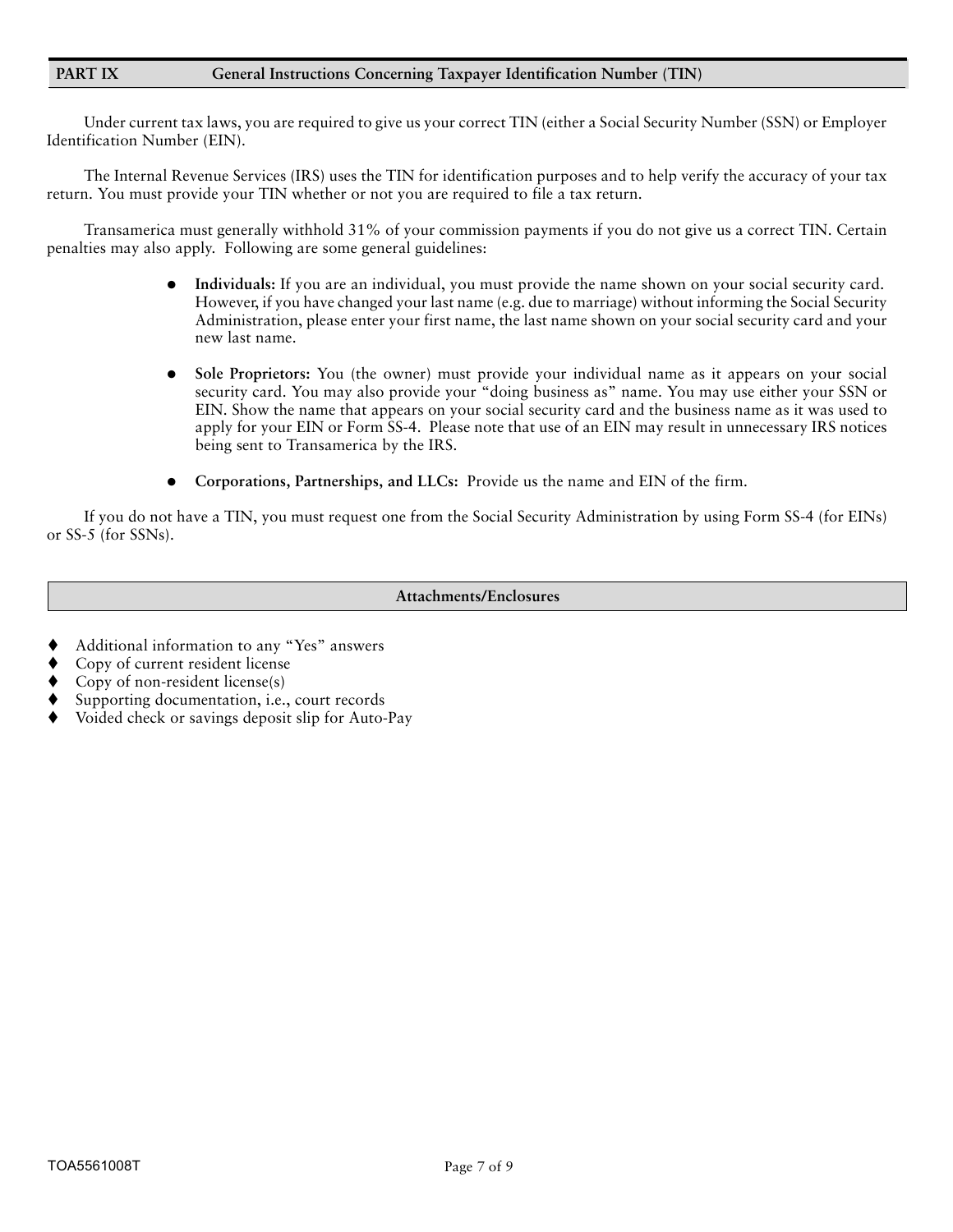## PART IX General Instructions Concerning Taxpayer Identification Number (TIN)

Under current tax laws, you are required to give us your correct TIN (either a Social Security Number (SSN) or Employer Identification Number (EIN).

The Internal Revenue Services (IRS) uses the TIN for identification purposes and to help verify the accuracy of your tax return. You must provide your TIN whether or not you are required to file a tax return.

Transamerica must generally withhold 31% of your commission payments if you do not give us a correct TIN. Certain penalties may also apply. Following are some general guidelines:

- **Individuals:** If you are an individual, you must provide the name shown on your social security card. However, if you have changed your last name (e.g. due to marriage) without informing the Social Security Administration, please enter your first name, the last name shown on your social security card and your new last name.

- **Sole Proprietors:** You (the owner) must provide your individual name as it appears on your social security card. You may also provide your "doing business as" name. You may use either your SSN or EIN. Show the name that appears on your social security card and the business name as it was used to apply for your EIN or Form SS-4. Please note that use of an EIN may result in unnecessary IRS notices being sent to Transamerica by the IRS.

- **Corporations, Partnerships, and LLCs:** Provide us the name and EIN of the firm.

If you do not have a TIN, you must request one from the Social Security Administration by using Form SS-4 (for EINs) or SS-5 (for SSNs).

## Attachments/Enclosures

- Additional information to any "Yes" answers
- Copy of current resident license
- Copy of non-resident license(s)
- Supporting documentation, i.e., court records
- Voided check or savings deposit slip for Auto-Pay

TOA5561008T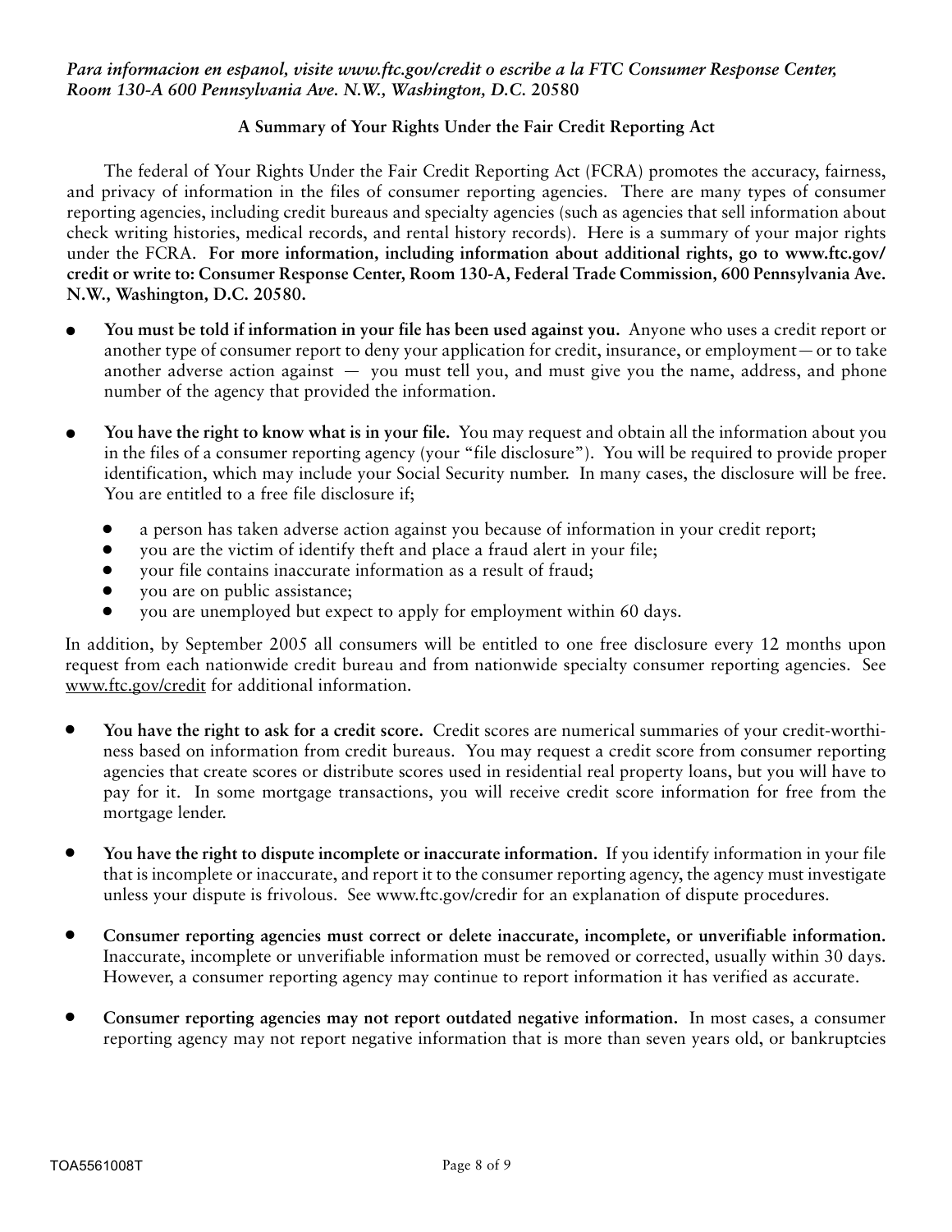*Para informacion en espanol, visite www.ftc.gov/credit o escribe a la FTC Consumer Response Center, Room 130-A 600 Pennsylvania Ave. N.W., Washington, D.C.* **20580**

**A Summary of Your Rights Under the Fair Credit Reporting Act**

The federal of Your Rights Under the Fair Credit Reporting Act (FCRA) promotes the accuracy, fairness, and privacy of information in the files of consumer reporting agencies. There are many types of consumer reporting agencies, including credit bureaus and specialty agencies (such as agencies that sell information about check writing histories, medical records, and rental history records). Here is a summary of your major rights under the FCRA. **For more information, including information about additional rights, go to www.ftc.gov/credit or write to: Consumer Response Center, Room 130-A, Federal Trade Commission, 600 Pennsylvania Ave. N.W., Washington, D.C. 20580.**

- **You must be told if information in your file has been used against you.** Anyone who uses a credit report or another type of consumer report to deny your application for credit, insurance, or employment— or to take another adverse action against — you must tell you, and must give you the name, address, and phone number of the agency that provided the information.

- **You have the right to know what is in your file.** You may request and obtain all the information about you in the files of a consumer reporting agency (your "file disclosure"). You will be required to provide proper identification, which may include your Social Security number. In many cases, the disclosure will be free. You are entitled to a free file disclosure if;

  - a person has taken adverse action against you because of information in your credit report;
  - you are the victim of identify theft and place a fraud alert in your file;
  - your file contains inaccurate information as a result of fraud;
  - you are on public assistance;
  - you are unemployed but expect to apply for employment within 60 days.

In addition, by September 2005 all consumers will be entitled to one free disclosure every 12 months upon request from each nationwide credit bureau and from nationwide specialty consumer reporting agencies. See www.ftc.gov/credit for additional information.

- **You have the right to ask for a credit score.** Credit scores are numerical summaries of your credit-worthiness based on information from credit bureaus. You may request a credit score from consumer reporting agencies that create scores or distribute scores used in residential real property loans, but you will have to pay for it. In some mortgage transactions, you will receive credit score information for free from the mortgage lender.

- **You have the right to dispute incomplete or inaccurate information.** If you identify information in your file that is incomplete or inaccurate, and report it to the consumer reporting agency, the agency must investigate unless your dispute is frivolous. See www.ftc.gov/credir for an explanation of dispute procedures.

- **Consumer reporting agencies must correct or delete inaccurate, incomplete, or unverifiable information.** Inaccurate, incomplete or unverifiable information must be removed or corrected, usually within 30 days. However, a consumer reporting agency may continue to report information it has verified as accurate.

- **Consumer reporting agencies may not report outdated negative information.** In most cases, a consumer reporting agency may not report negative information that is more than seven years old, or bankruptcies

TOA5561008T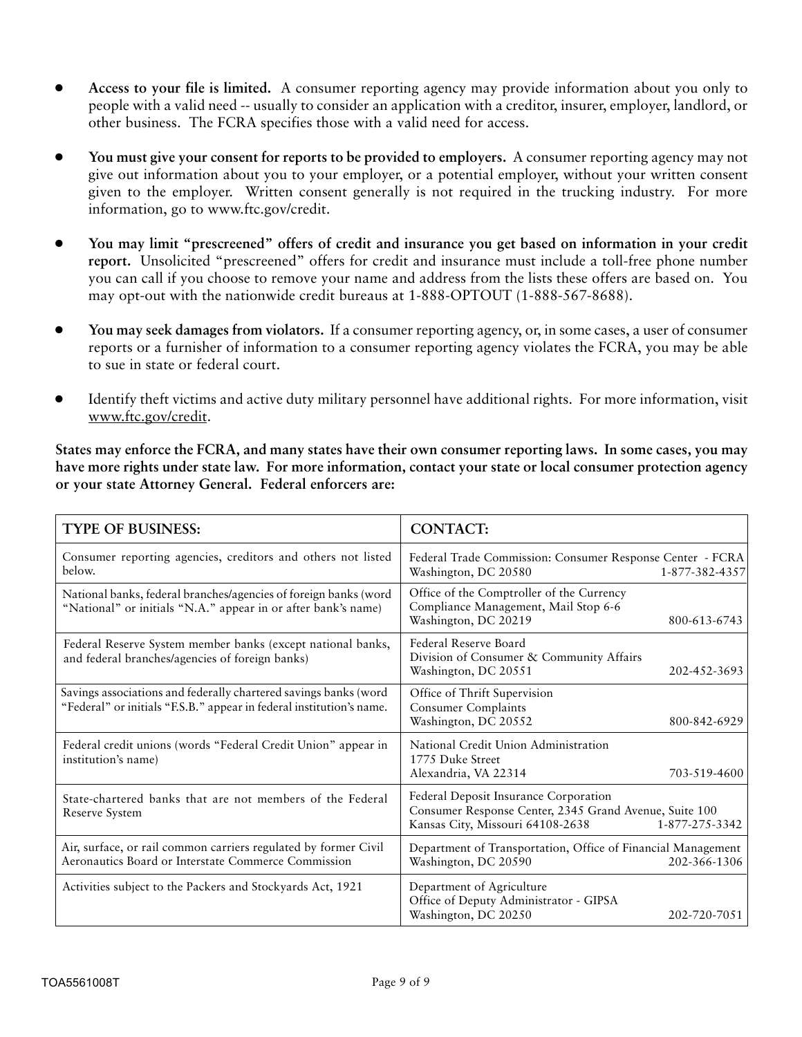- **Access to your file is limited.** A consumer reporting agency may provide information about you only to people with a valid need -- usually to consider an application with a creditor, insurer, employer, landlord, or other business. The FCRA specifies those with a valid need for access.
- **You must give your consent for reports to be provided to employers.** A consumer reporting agency may not give out information about you to your employer, or a potential employer, without your written consent given to the employer. Written consent generally is not required in the trucking industry. For more information, go to www.ftc.gov/credit.
- **You may limit "prescreened" offers of credit and insurance you get based on information in your credit report.** Unsolicited "prescreened" offers for credit and insurance must include a toll-free phone number you can call if you choose to remove your name and address from the lists these offers are based on. You may opt-out with the nationwide credit bureaus at 1-888-OPTOUT (1-888-567-8688).
- **You may seek damages from violators.** If a consumer reporting agency, or, in some cases, a user of consumer reports or a furnisher of information to a consumer reporting agency violates the FCRA, you may be able to sue in state or federal court.
- Identify theft victims and active duty military personnel have additional rights. For more information, visit www.ftc.gov/credit.

**States may enforce the FCRA, and many states have their own consumer reporting laws. In some cases, you may have more rights under state law. For more information, contact your state or local consumer protection agency or your state Attorney General. Federal enforcers are:**

| TYPE OF BUSINESS: | CONTACT: |
|---|---|
| Consumer reporting agencies, creditors and others not listed below. | Federal Trade Commission: Consumer Response Center - FCRA<br>Washington, DC 20580 1-877-382-4357 |
| National banks, federal branches/agencies of foreign banks (word "National" or initials "N.A." appear in or after bank's name) | Office of the Comptroller of the Currency<br>Compliance Management, Mail Stop 6-6<br>Washington, DC 20219 800-613-6743 |
| Federal Reserve System member banks (except national banks, and federal branches/agencies of foreign banks) | Federal Reserve Board<br>Division of Consumer & Community Affairs<br>Washington, DC 20551 202-452-3693 |
| Savings associations and federally chartered savings banks (word "Federal" or initials "F.S.B." appear in federal institution's name. | Office of Thrift Supervision<br>Consumer Complaints<br>Washington, DC 20552 800-842-6929 |
| Federal credit unions (words "Federal Credit Union" appear in institution's name) | National Credit Union Administration<br>1775 Duke Street<br>Alexandria, VA 22314 703-519-4600 |
| State-chartered banks that are not members of the Federal Reserve System | Federal Deposit Insurance Corporation<br>Consumer Response Center, 2345 Grand Avenue, Suite 100<br>Kansas City, Missouri 64108-2638 1-877-275-3342 |
| Air, surface, or rail common carriers regulated by former Civil Aeronautics Board or Interstate Commerce Commission | Department of Transportation, Office of Financial Management<br>Washington, DC 20590 202-366-1306 |
| Activities subject to the Packers and Stockyards Act, 1921 | Department of Agriculture<br>Office of Deputy Administrator - GIPSA<br>Washington, DC 20250 202-720-7051 |

TOA5561008T